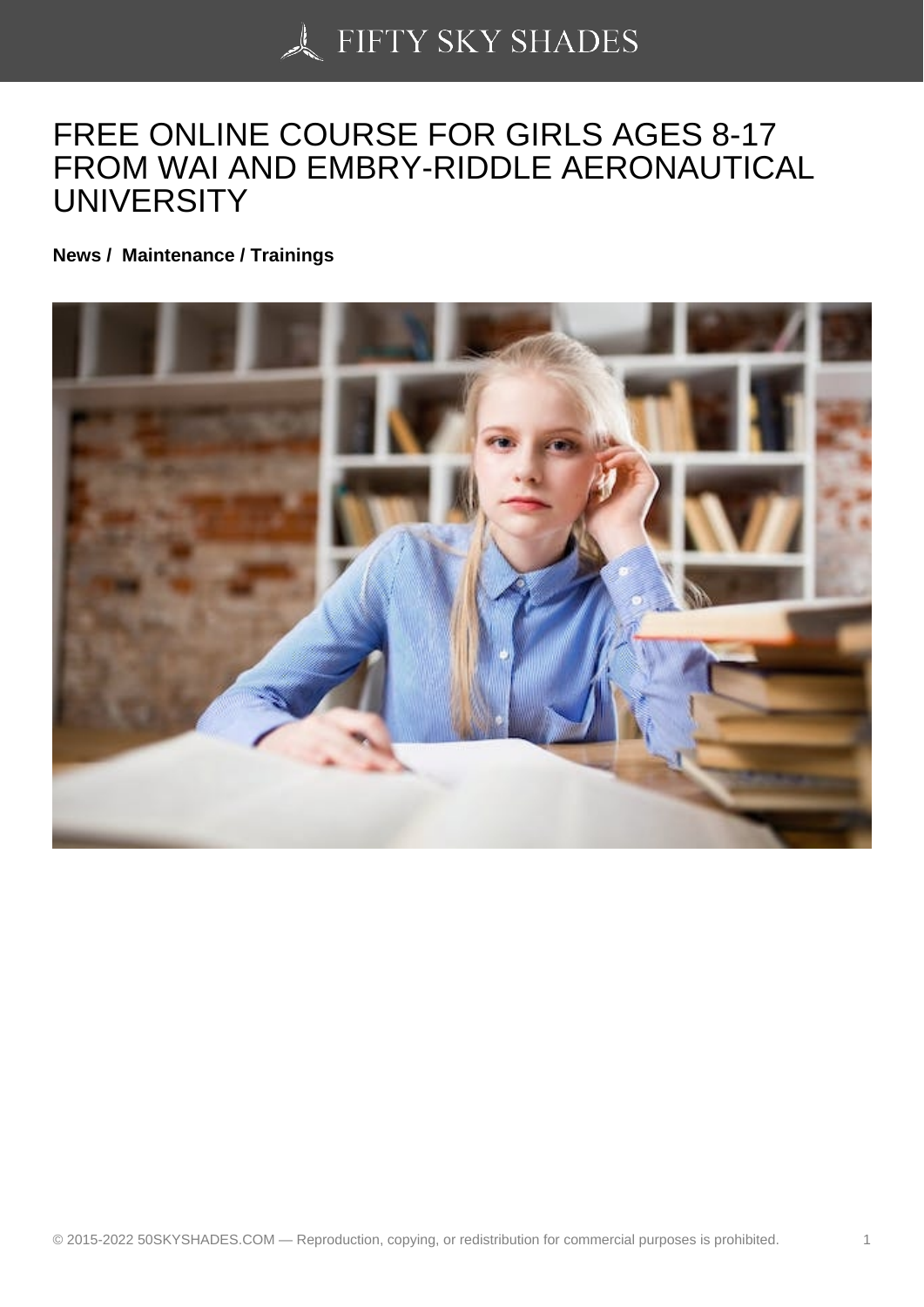# FREE ONLINE COURSE FOR GIRLS AGES 8-17 FROM WAI AND EMBRY-RIDDLE AERONAUTICAL UNIVERSITY

**News / Maintenance / Trainings**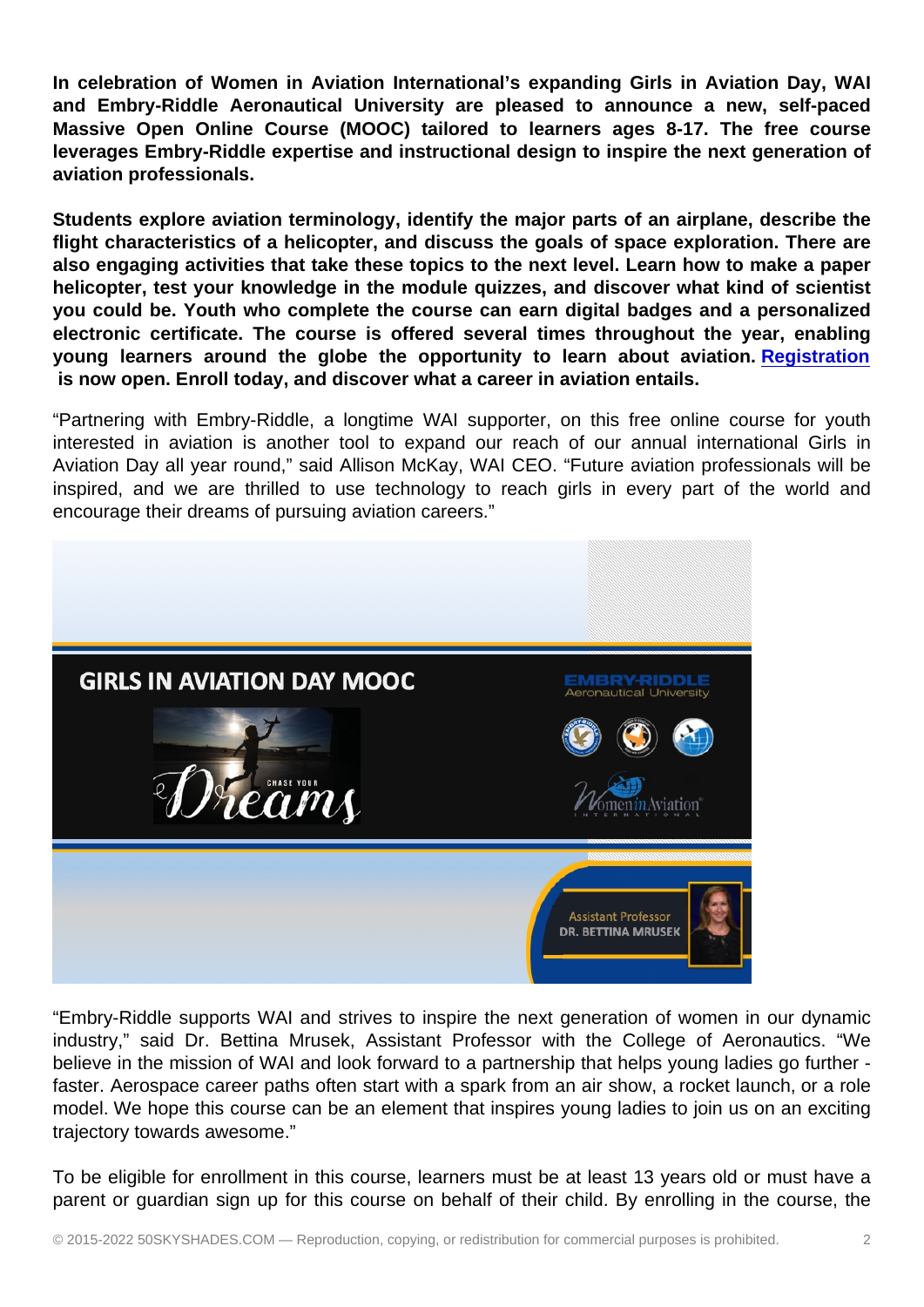**In celebration of Women in Aviation International's expanding Girls in Aviation Day, WAI and Embry-Riddle Aeronautical University are pleased to announce a new, self-paced Massive Open Online Course (MOOC) tailored to learners ages 8-17. The free course leverages Embry-Riddle expertise and instructional design to inspire the next generation of aviation professionals.**

**Students explore aviation terminology, identify the major parts of an airplane, describe the flight characteristics of a helicopter, and discuss the goals of space exploration. There are also engaging activities that take these topics to the next level. Learn how to make a paper helicopter, test your knowledge in the module quizzes, and discover what kind of scientist you could be. Youth who complete the course can earn digital badges and a personalized electronic certificate. The course is offered several times throughout the year, enabling young learners around the globe the opportunity to learn about aviation. Registration is now open. Enroll today, and discover what a career in aviation entails.**

"Partnering with Embry-Riddle, a longtime WAI supporter, on this free online course for youth interested in aviation is another tool to expand our reach of our annual international Girls in Aviation Day all year round," said Allison McKay, WAI CEO. "Future aviation professionals will be inspired, and we are thrilled to use technology to reach girls in every part of the world and encourage their dreams of pursuing aviation careers."

"Embry-Riddle supports WAI and strives to inspire the next generation of women in our dynamic industry," said Dr. Bettina Mrusek, Assistant Professor with the College of Aeronautics. "We believe in the mission of WAI and look forward to a partnership that helps young ladies go further - faster. Aerospace career paths often start with a spark from an air show, a rocket launch, or a role model. We hope this course can be an element that inspires young ladies to join us on an exciting trajectory towards awesome."

To be eligible for enrollment in this course, learners must be at least 13 years old or must have a parent or guardian sign up for this course on behalf of their child. By enrolling in the course, the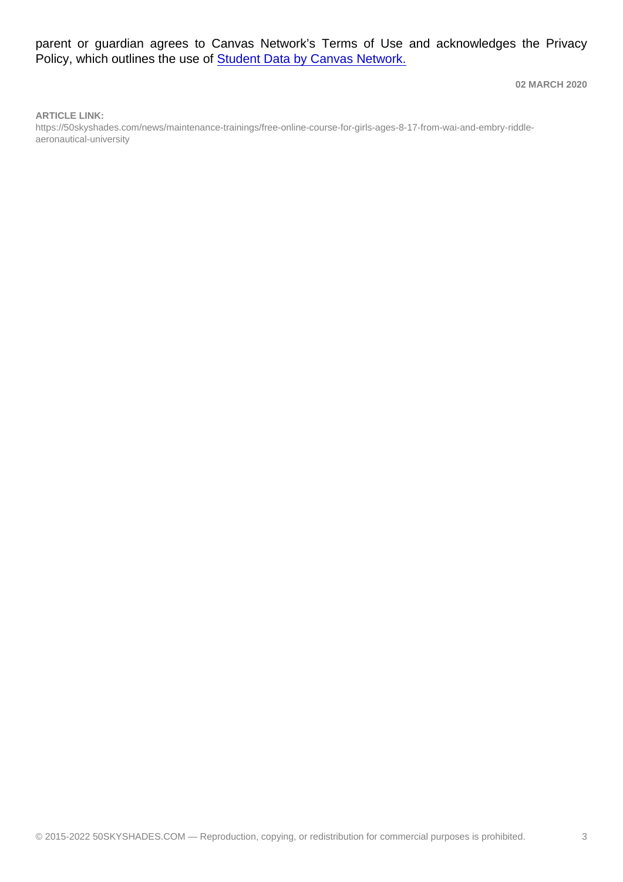parent or guardian agrees to Canvas Network's Terms of Use and acknowledges the Privacy Policy, which outlines the use of [Student Data by Canvas Network.](#)

**02 MARCH 2020**

**ARTICLE LINK:**
https://50skyshades.com/news/maintenance-trainings/free-online-course-for-girls-ages-8-17-from-wai-and-embry-riddle-aeronautical-university

© 2015-2022 50SKYSHADES.COM — Reproduction, copying, or redistribution for commercial purposes is prohibited.